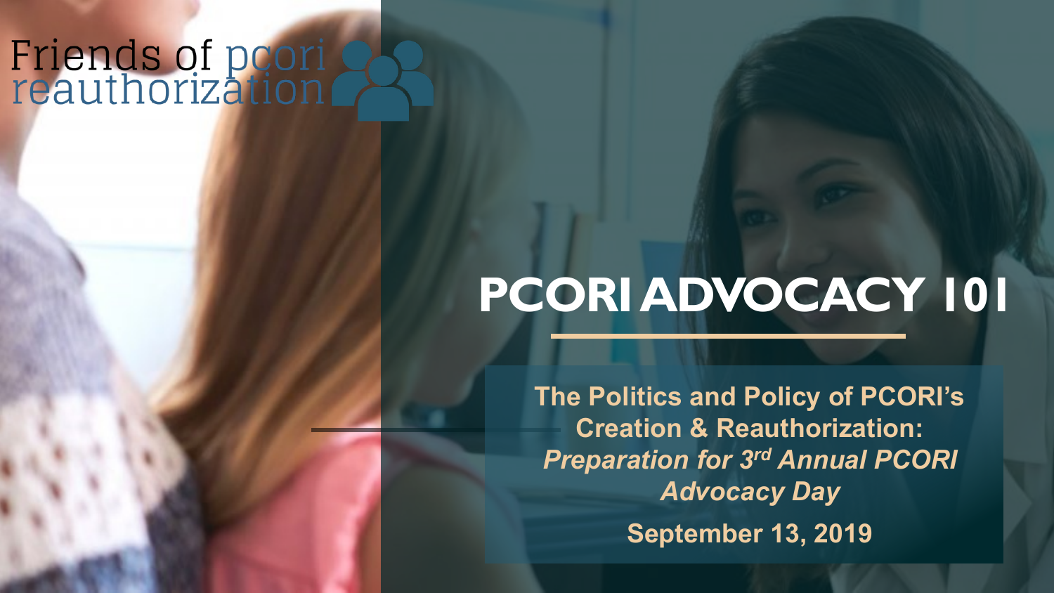Friends of pcori reauthorization

# PCORI ADVOCACY 101

**The Politics and Policy of PCORI's Creation & Reauthorization:**
***Preparation for 3rd Annual PCORI Advocacy Day***

**September 13, 2019**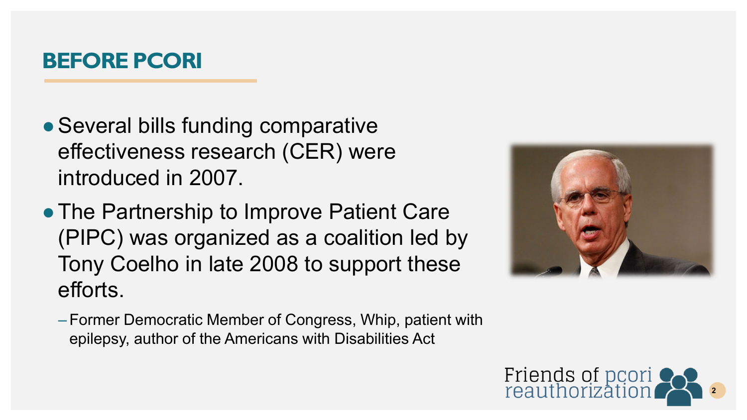# BEFORE PCORI

- Several bills funding comparative effectiveness research (CER) were introduced in 2007.
- The Partnership to Improve Patient Care (PIPC) was organized as a coalition led by Tony Coelho in late 2008 to support these efforts.
  - Former Democratic Member of Congress, Whip, patient with epilepsy, author of the Americans with Disabilities Act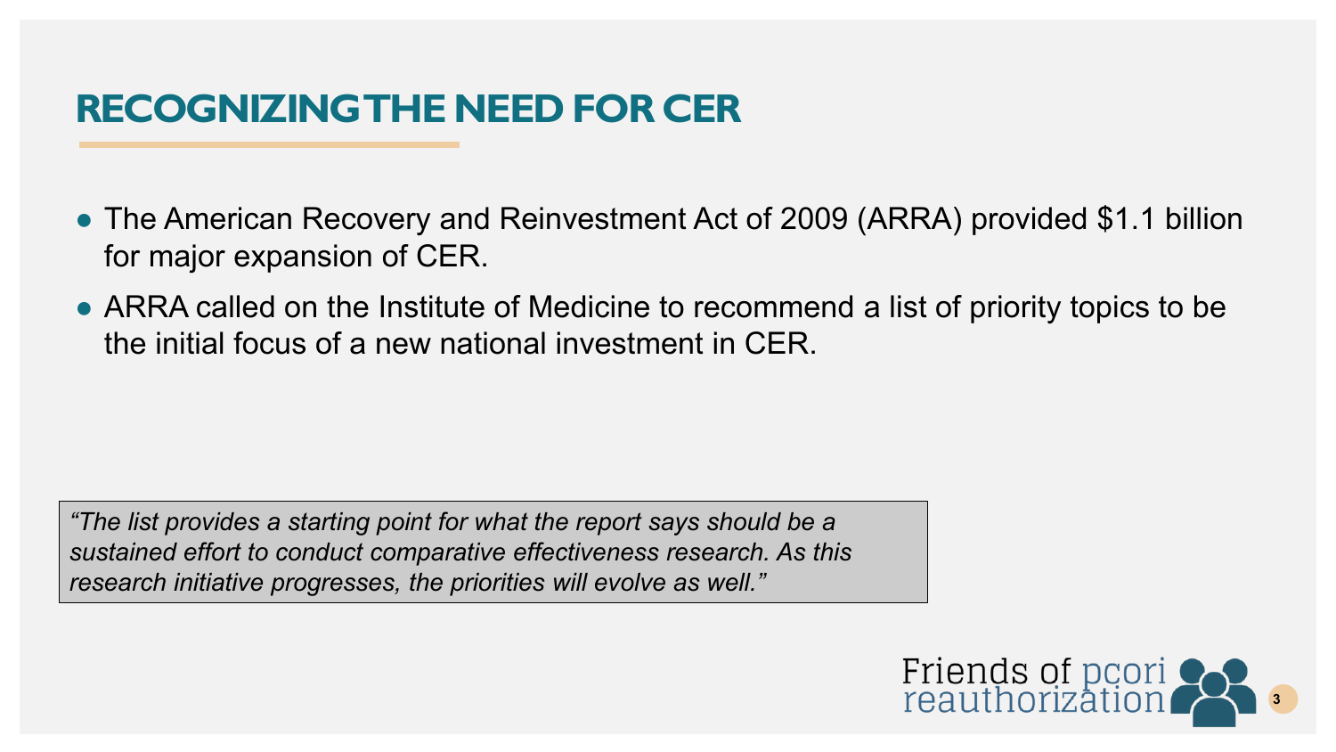# RECOGNIZING THE NEED FOR CER

- The American Recovery and Reinvestment Act of 2009 (ARRA) provided $1.1 billion for major expansion of CER.
- ARRA called on the Institute of Medicine to recommend a list of priority topics to be the initial focus of a new national investment in CER.

> *"The list provides a starting point for what the report says should be a sustained effort to conduct comparative effectiveness research. As this research initiative progresses, the priorities will evolve as well."*

Friends of pcori reauthorization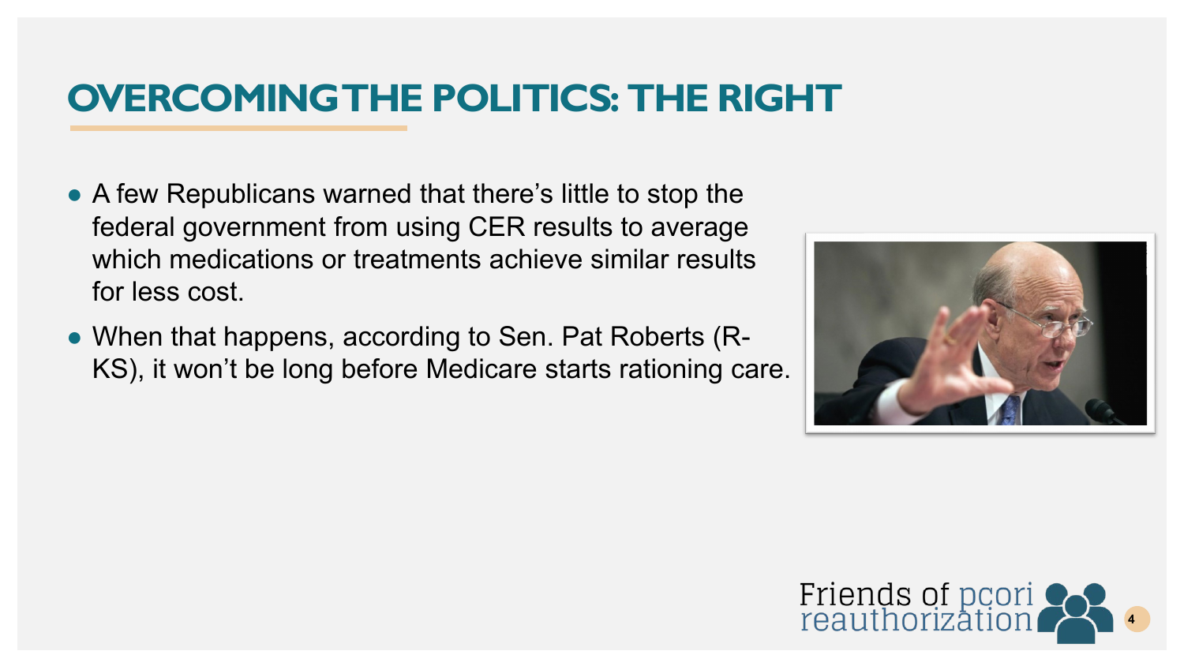# OVERCOMING THE POLITICS: THE RIGHT

- A few Republicans warned that there's little to stop the federal government from using CER results to average which medications or treatments achieve similar results for less cost.
- When that happens, according to Sen. Pat Roberts (R-KS), it won't be long before Medicare starts rationing care.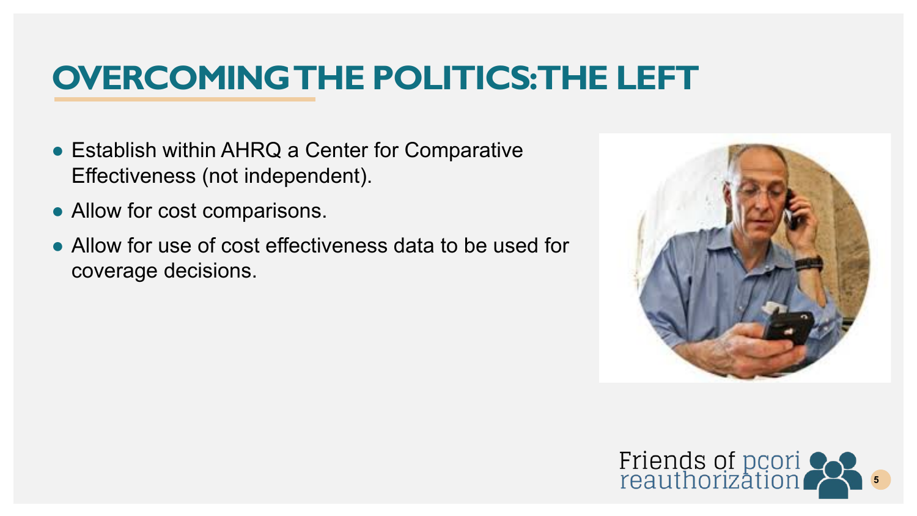# OVERCOMING THE POLITICS: THE LEFT

- Establish within AHRQ a Center for Comparative Effectiveness (not independent).
- Allow for cost comparisons.
- Allow for use of cost effectiveness data to be used for coverage decisions.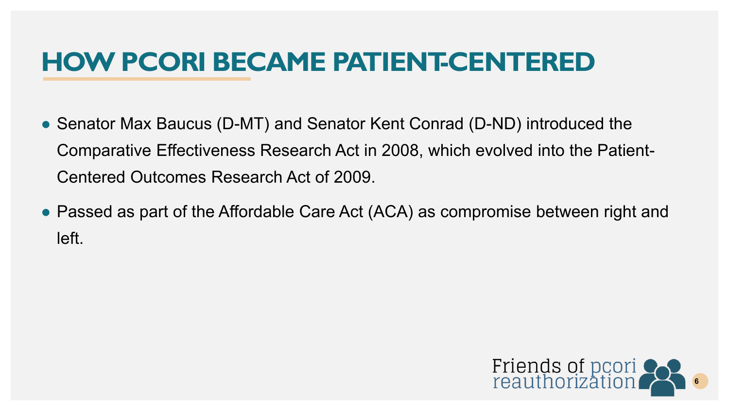# HOW PCORI BECAME PATIENT-CENTERED

- Senator Max Baucus (D-MT) and Senator Kent Conrad (D-ND) introduced the Comparative Effectiveness Research Act in 2008, which evolved into the Patient-Centered Outcomes Research Act of 2009.
- Passed as part of the Affordable Care Act (ACA) as compromise between right and left.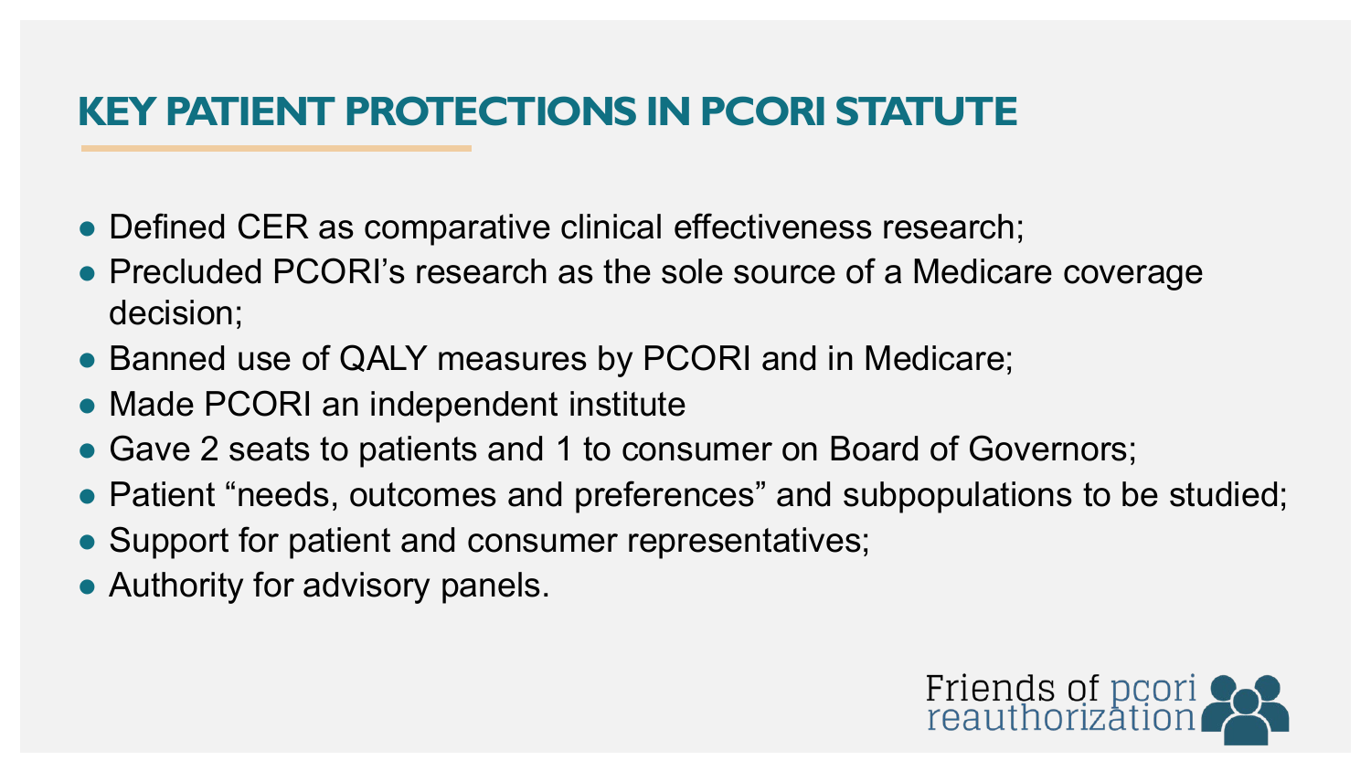# KEY PATIENT PROTECTIONS IN PCORI STATUTE

- Defined CER as comparative clinical effectiveness research;
- Precluded PCORI's research as the sole source of a Medicare coverage decision;
- Banned use of QALY measures by PCORI and in Medicare;
- Made PCORI an independent institute
- Gave 2 seats to patients and 1 to consumer on Board of Governors;
- Patient "needs, outcomes and preferences" and subpopulations to be studied;
- Support for patient and consumer representatives;
- Authority for advisory panels.

Friends of pcori reauthorization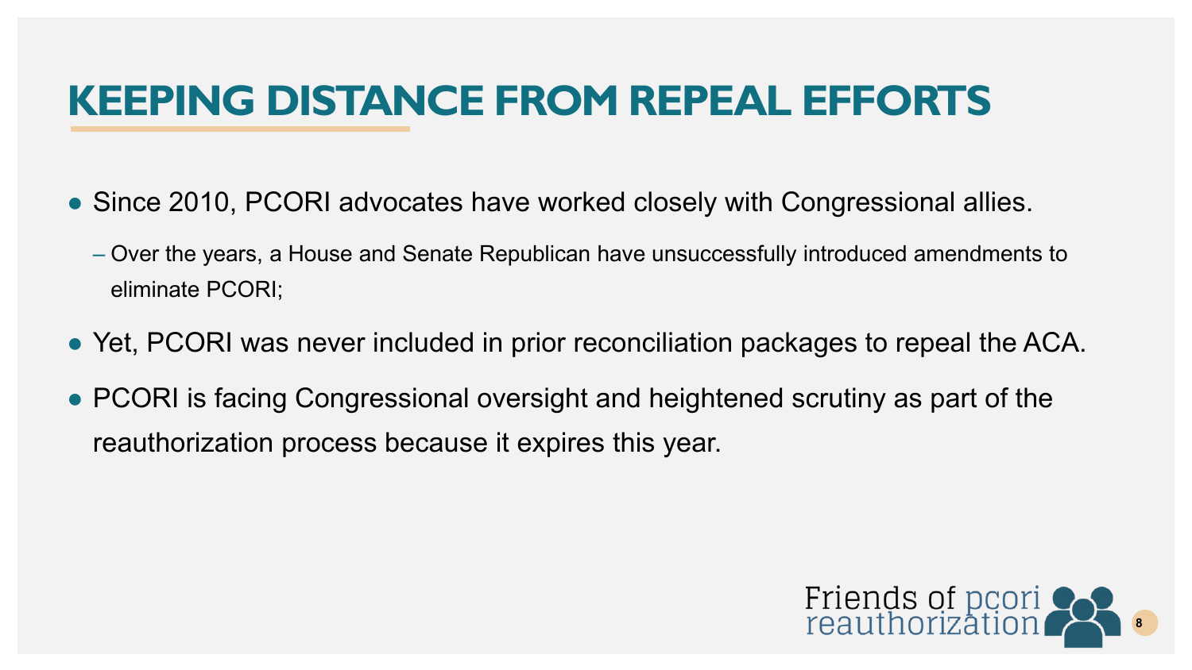# KEEPING DISTANCE FROM REPEAL EFFORTS

- Since 2010, PCORI advocates have worked closely with Congressional allies.
  - Over the years, a House and Senate Republican have unsuccessfully introduced amendments to eliminate PCORI;
- Yet, PCORI was never included in prior reconciliation packages to repeal the ACA.
- PCORI is facing Congressional oversight and heightened scrutiny as part of the reauthorization process because it expires this year.

Friends of pcori reauthorization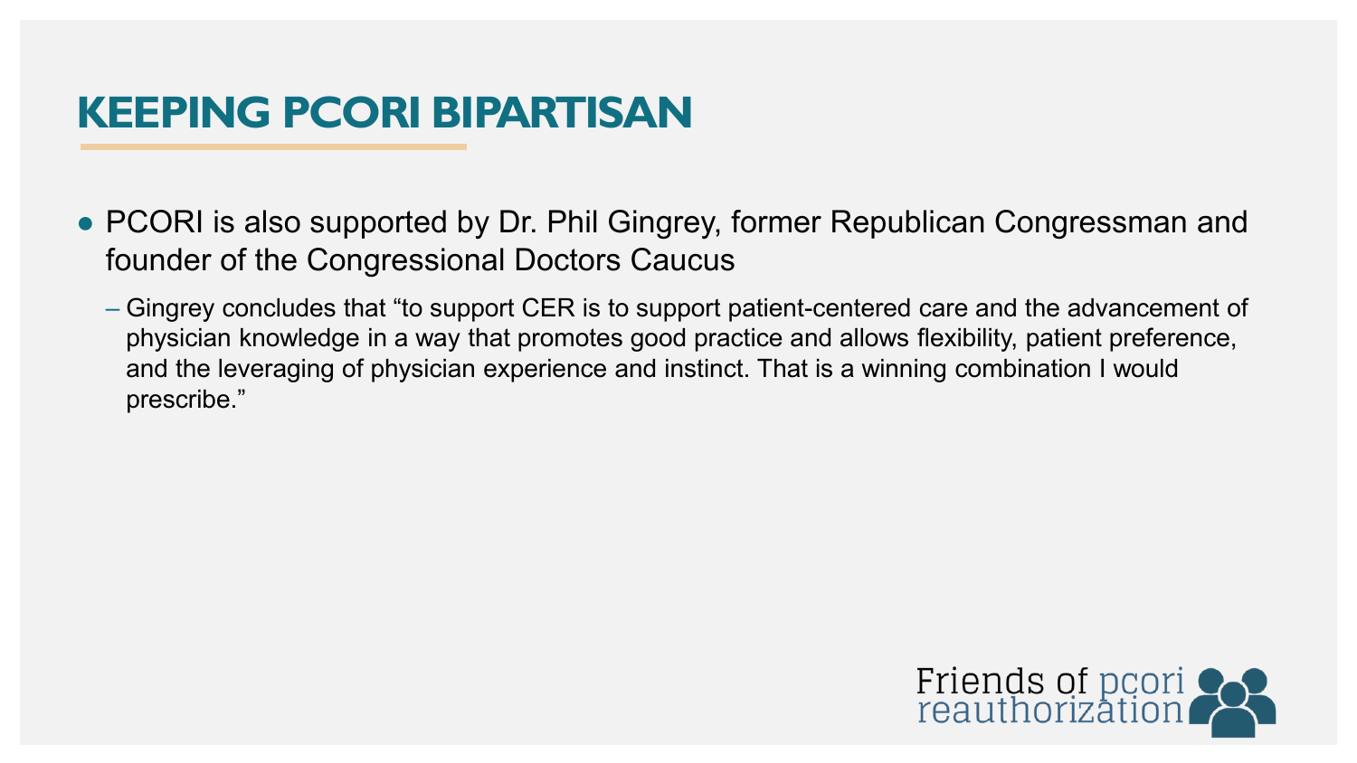# KEEPING PCORI BIPARTISAN

- PCORI is also supported by Dr. Phil Gingrey, former Republican Congressman and founder of the Congressional Doctors Caucus
  - Gingrey concludes that "to support CER is to support patient-centered care and the advancement of physician knowledge in a way that promotes good practice and allows flexibility, patient preference, and the leveraging of physician experience and instinct. That is a winning combination I would prescribe."

Friends of pcori reauthorization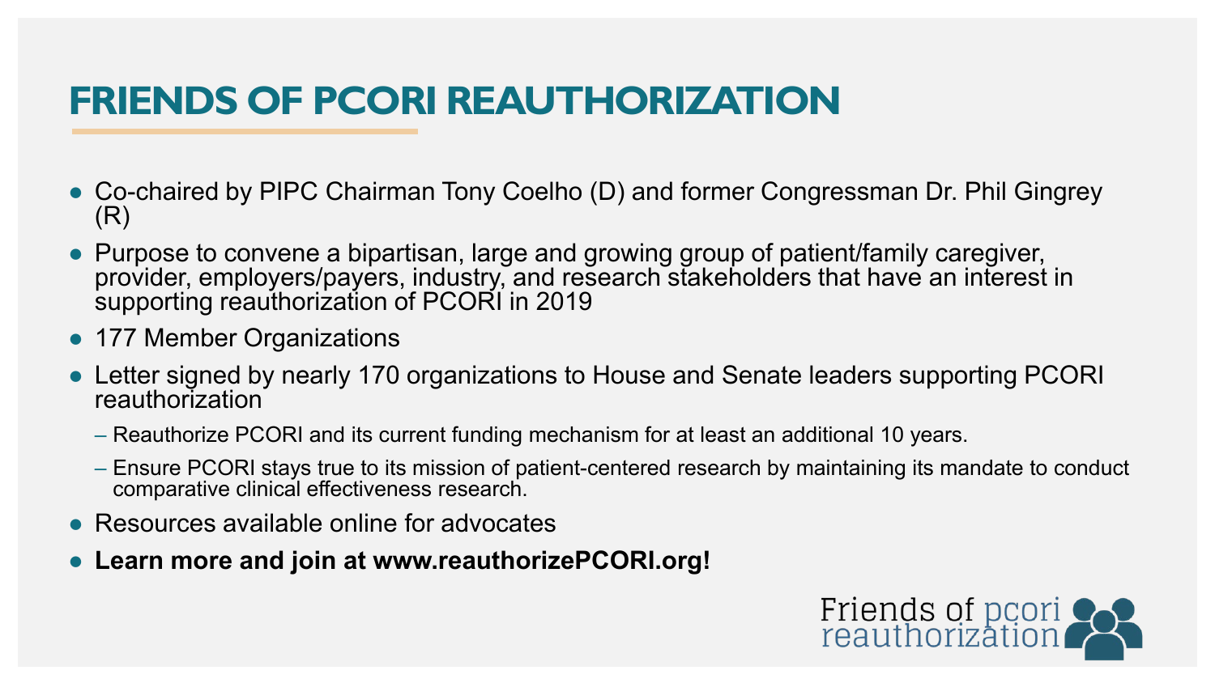# FRIENDS OF PCORI REAUTHORIZATION

- Co-chaired by PIPC Chairman Tony Coelho (D) and former Congressman Dr. Phil Gingrey (R)
- Purpose to convene a bipartisan, large and growing group of patient/family caregiver, provider, employers/payers, industry, and research stakeholders that have an interest in supporting reauthorization of PCORI in 2019
- 177 Member Organizations
- Letter signed by nearly 170 organizations to House and Senate leaders supporting PCORI reauthorization
  - Reauthorize PCORI and its current funding mechanism for at least an additional 10 years.
  - Ensure PCORI stays true to its mission of patient-centered research by maintaining its mandate to conduct comparative clinical effectiveness research.
- Resources available online for advocates
- **Learn more and join at www.reauthorizePCORI.org!**

Friends of pcori reauthorization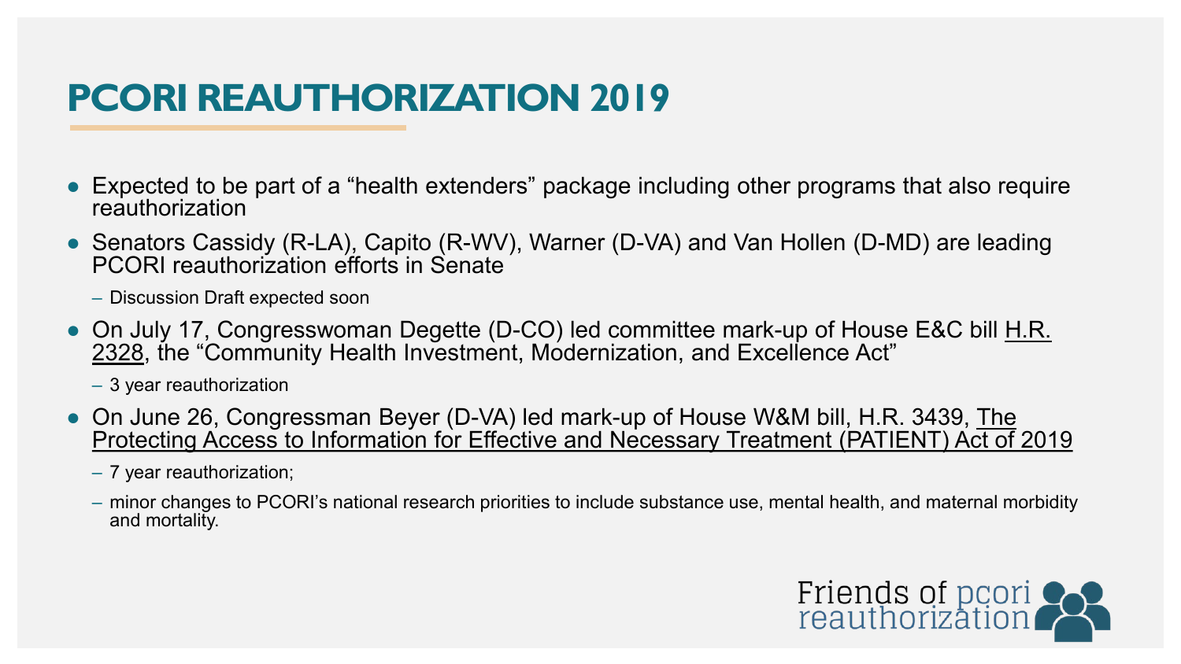# PCORI REAUTHORIZATION 2019

- Expected to be part of a "health extenders" package including other programs that also require reauthorization
- Senators Cassidy (R-LA), Capito (R-WV), Warner (D-VA) and Van Hollen (D-MD) are leading PCORI reauthorization efforts in Senate
  - Discussion Draft expected soon
- On July 17, Congresswoman Degette (D-CO) led committee mark-up of House E&C bill H.R. 2328, the "Community Health Investment, Modernization, and Excellence Act"
  - 3 year reauthorization
- On June 26, Congressman Beyer (D-VA) led mark-up of House W&M bill, H.R. 3439, The Protecting Access to Information for Effective and Necessary Treatment (PATIENT) Act of 2019
  - 7 year reauthorization;
  - minor changes to PCORI's national research priorities to include substance use, mental health, and maternal morbidity and mortality.

Friends of pcori reauthorization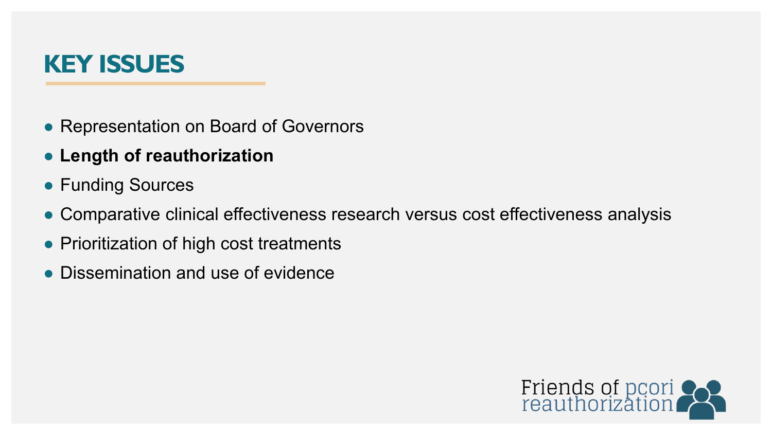# KEY ISSUES

- Representation on Board of Governors
- **Length of reauthorization**
- Funding Sources
- Comparative clinical effectiveness research versus cost effectiveness analysis
- Prioritization of high cost treatments
- Dissemination and use of evidence

Friends of pcori reauthorization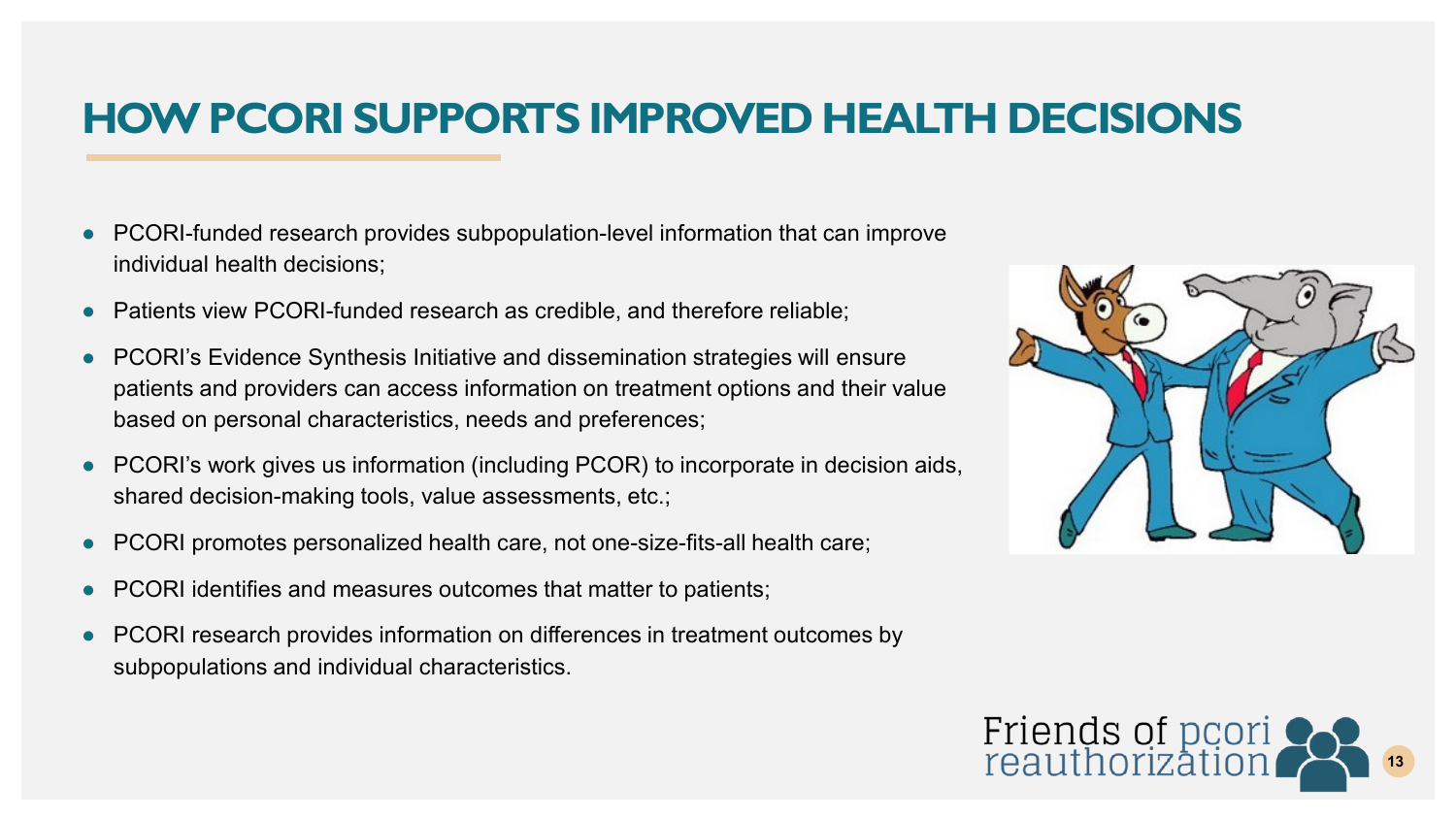# HOW PCORI SUPPORTS IMPROVED HEALTH DECISIONS

- PCORI-funded research provides subpopulation-level information that can improve individual health decisions;
- Patients view PCORI-funded research as credible, and therefore reliable;
- PCORI's Evidence Synthesis Initiative and dissemination strategies will ensure patients and providers can access information on treatment options and their value based on personal characteristics, needs and preferences;
- PCORI's work gives us information (including PCOR) to incorporate in decision aids, shared decision-making tools, value assessments, etc.;
- PCORI promotes personalized health care, not one-size-fits-all health care;
- PCORI identifies and measures outcomes that matter to patients;
- PCORI research provides information on differences in treatment outcomes by subpopulations and individual characteristics.

Friends of pcori reauthorization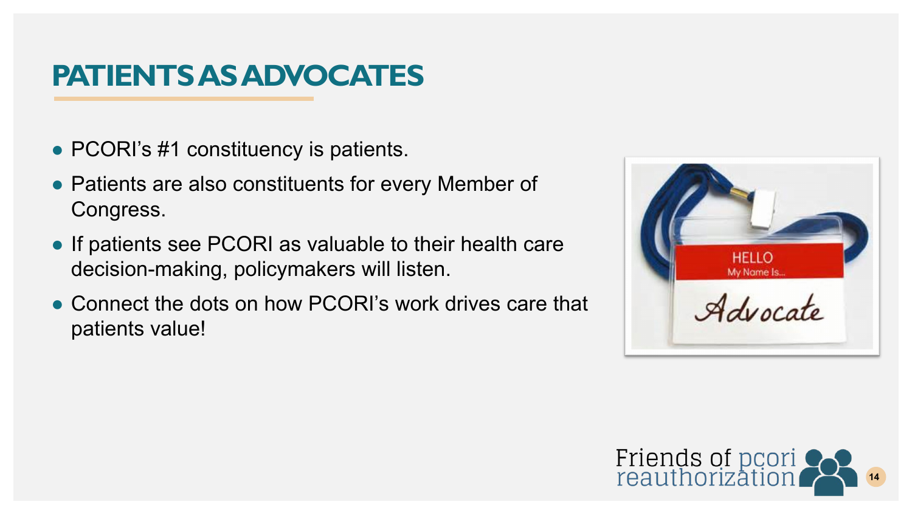# PATIENTS AS ADVOCATES

- PCORI's #1 constituency is patients.
- Patients are also constituents for every Member of Congress.
- If patients see PCORI as valuable to their health care decision-making, policymakers will listen.
- Connect the dots on how PCORI's work drives care that patients value!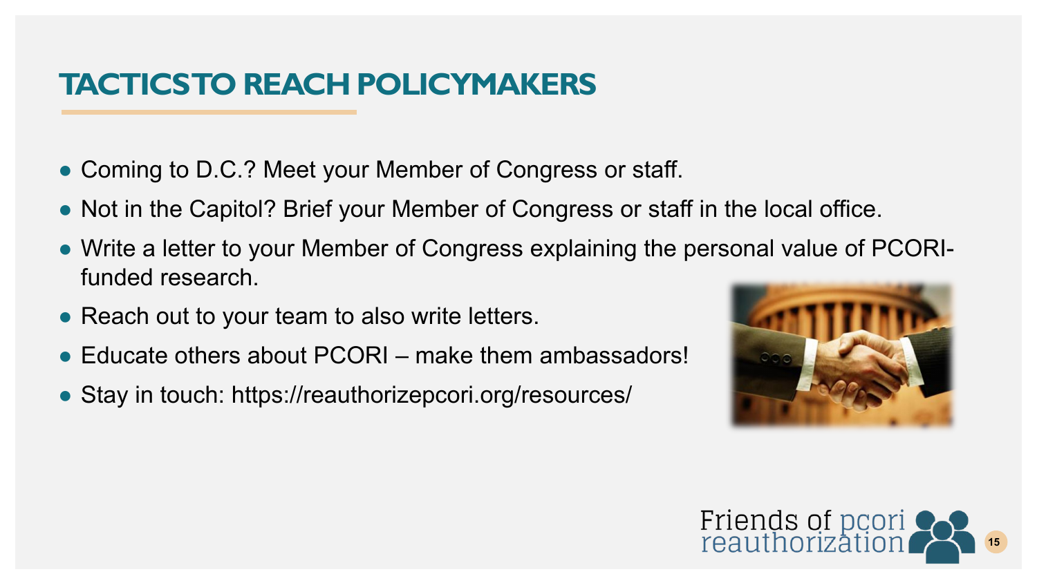# TACTICS TO REACH POLICYMAKERS

- Coming to D.C.? Meet your Member of Congress or staff.
- Not in the Capitol? Brief your Member of Congress or staff in the local office.
- Write a letter to your Member of Congress explaining the personal value of PCORI-funded research.
- Reach out to your team to also write letters.
- Educate others about PCORI – make them ambassadors!
- Stay in touch: https://reauthorizepcori.org/resources/

Friends of pcori reauthorization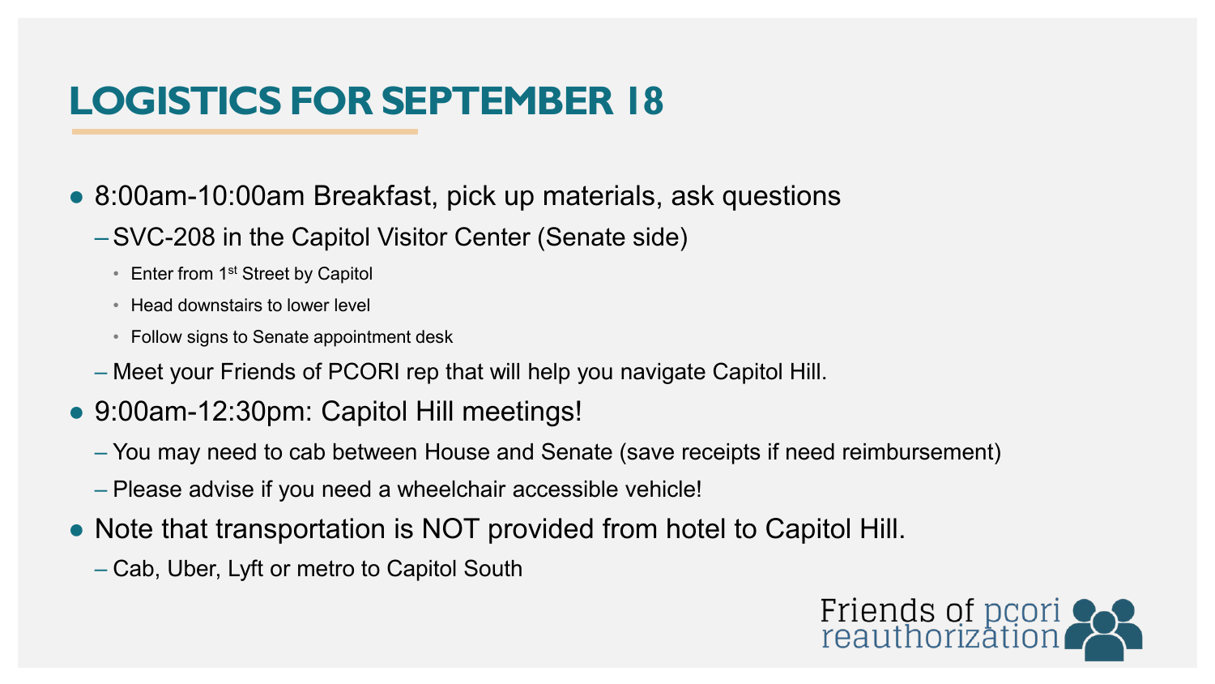# LOGISTICS FOR SEPTEMBER 18

- 8:00am-10:00am Breakfast, pick up materials, ask questions
  - SVC-208 in the Capitol Visitor Center (Senate side)
    - Enter from 1st Street by Capitol
    - Head downstairs to lower level
    - Follow signs to Senate appointment desk
  - Meet your Friends of PCORI rep that will help you navigate Capitol Hill.
- 9:00am-12:30pm: Capitol Hill meetings!
  - You may need to cab between House and Senate (save receipts if need reimbursement)
  - Please advise if you need a wheelchair accessible vehicle!
- Note that transportation is NOT provided from hotel to Capitol Hill.
  - Cab, Uber, Lyft or metro to Capitol South

Friends of pcori reauthorization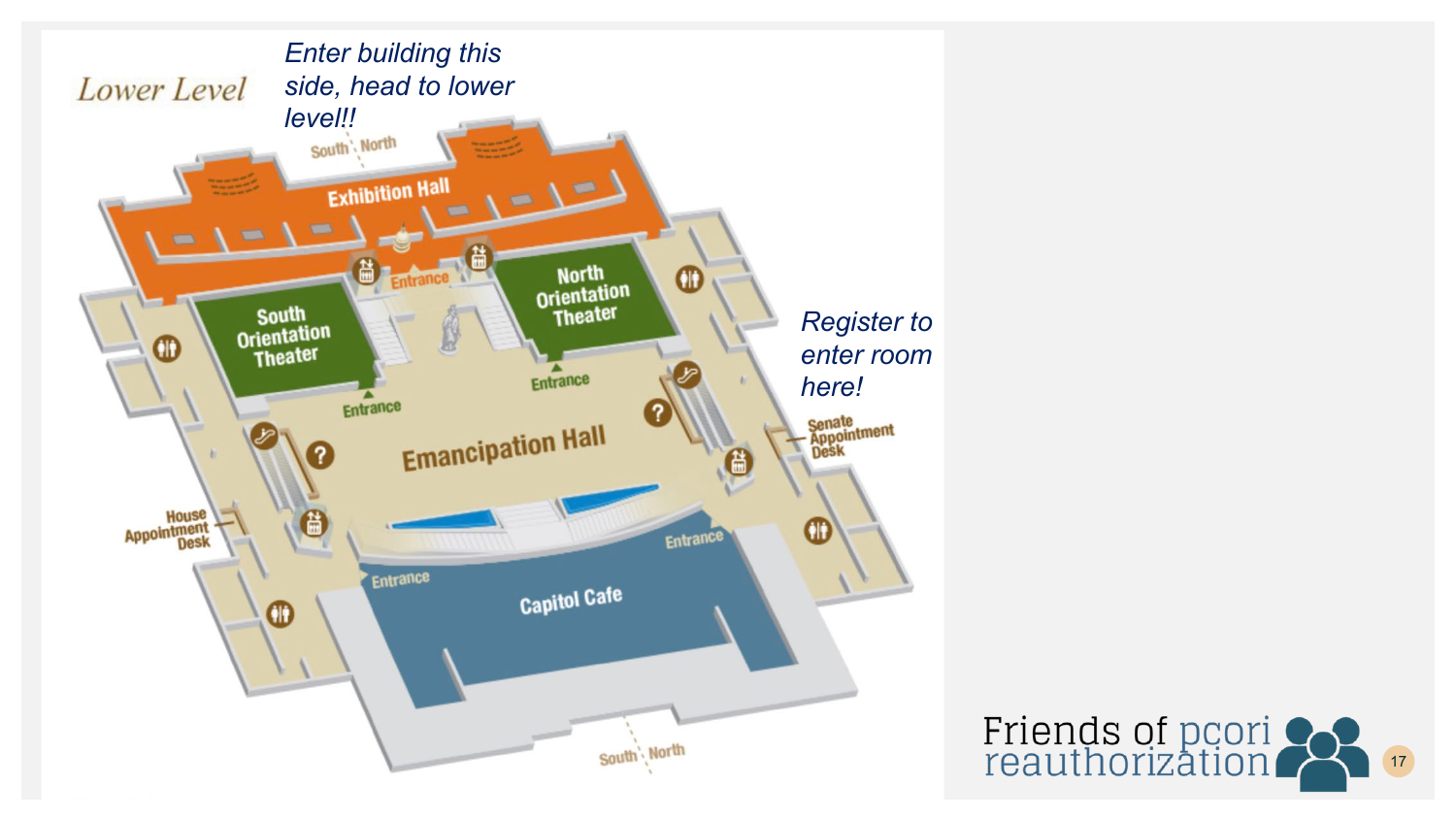## Lower Level

*Enter building this side, head to lower level!!*

South North

Exhibition Hall

Entrance

South Orientation Theater

North Orientation Theater

Entrance

Entrance

Emancipation Hall

*Register to enter room here!*

Senate Appointment Desk

House Appointment Desk

Entrance

Entrance

Capitol Cafe

South North

Friends of pcori reauthorization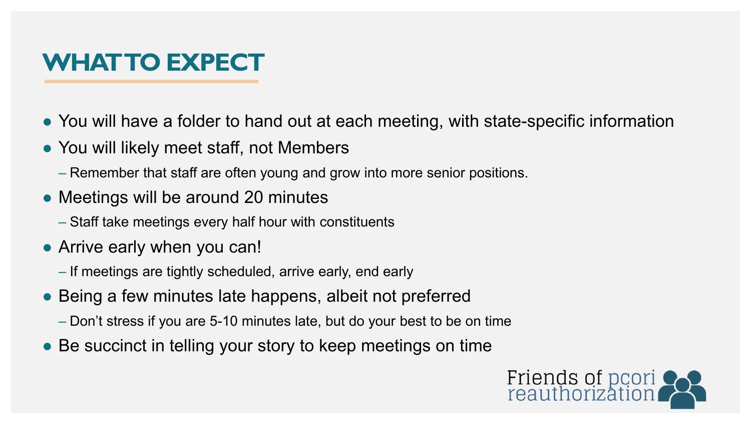# WHAT TO EXPECT

- You will have a folder to hand out at each meeting, with state-specific information
- You will likely meet staff, not Members
  - Remember that staff are often young and grow into more senior positions.
- Meetings will be around 20 minutes
  - Staff take meetings every half hour with constituents
- Arrive early when you can!
  - If meetings are tightly scheduled, arrive early, end early
- Being a few minutes late happens, albeit not preferred
  - Don't stress if you are 5-10 minutes late, but do your best to be on time
- Be succinct in telling your story to keep meetings on time

Friends of pcori reauthorization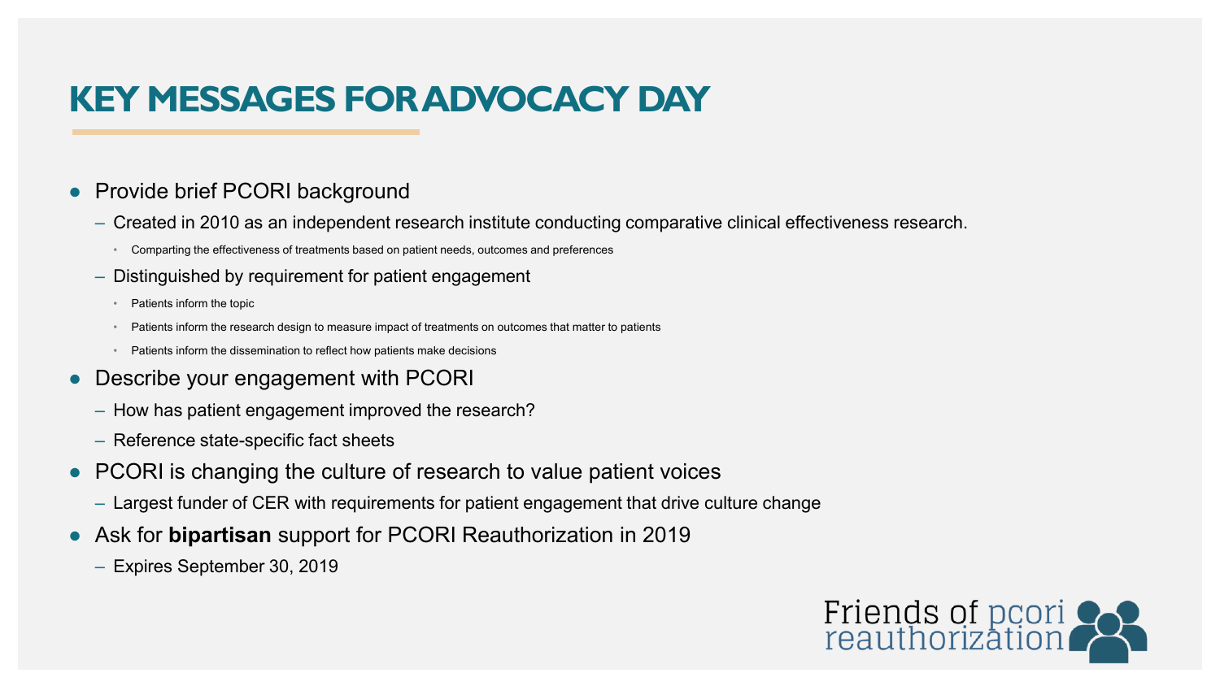# KEY MESSAGES FOR ADVOCACY DAY

- Provide brief PCORI background
  - Created in 2010 as an independent research institute conducting comparative clinical effectiveness research.
    - Comparing the effectiveness of treatments based on patient needs, outcomes and preferences
  - Distinguished by requirement for patient engagement
    - Patients inform the topic
    - Patients inform the research design to measure impact of treatments on outcomes that matter to patients
    - Patients inform the dissemination to reflect how patients make decisions
- Describe your engagement with PCORI
  - How has patient engagement improved the research?
  - Reference state-specific fact sheets
- PCORI is changing the culture of research to value patient voices
  - Largest funder of CER with requirements for patient engagement that drive culture change
- Ask for **bipartisan** support for PCORI Reauthorization in 2019
  - Expires September 30, 2019

Friends of pcori reauthorization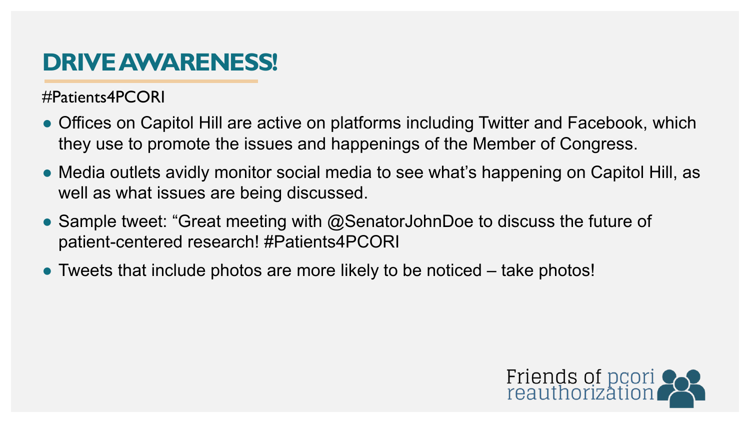# DRIVE AWARENESS!

#Patients4PCORI

- Offices on Capitol Hill are active on platforms including Twitter and Facebook, which they use to promote the issues and happenings of the Member of Congress.
- Media outlets avidly monitor social media to see what's happening on Capitol Hill, as well as what issues are being discussed.
- Sample tweet: "Great meeting with @SenatorJohnDoe to discuss the future of patient-centered research! #Patients4PCORI
- Tweets that include photos are more likely to be noticed – take photos!

Friends of pcori reauthorization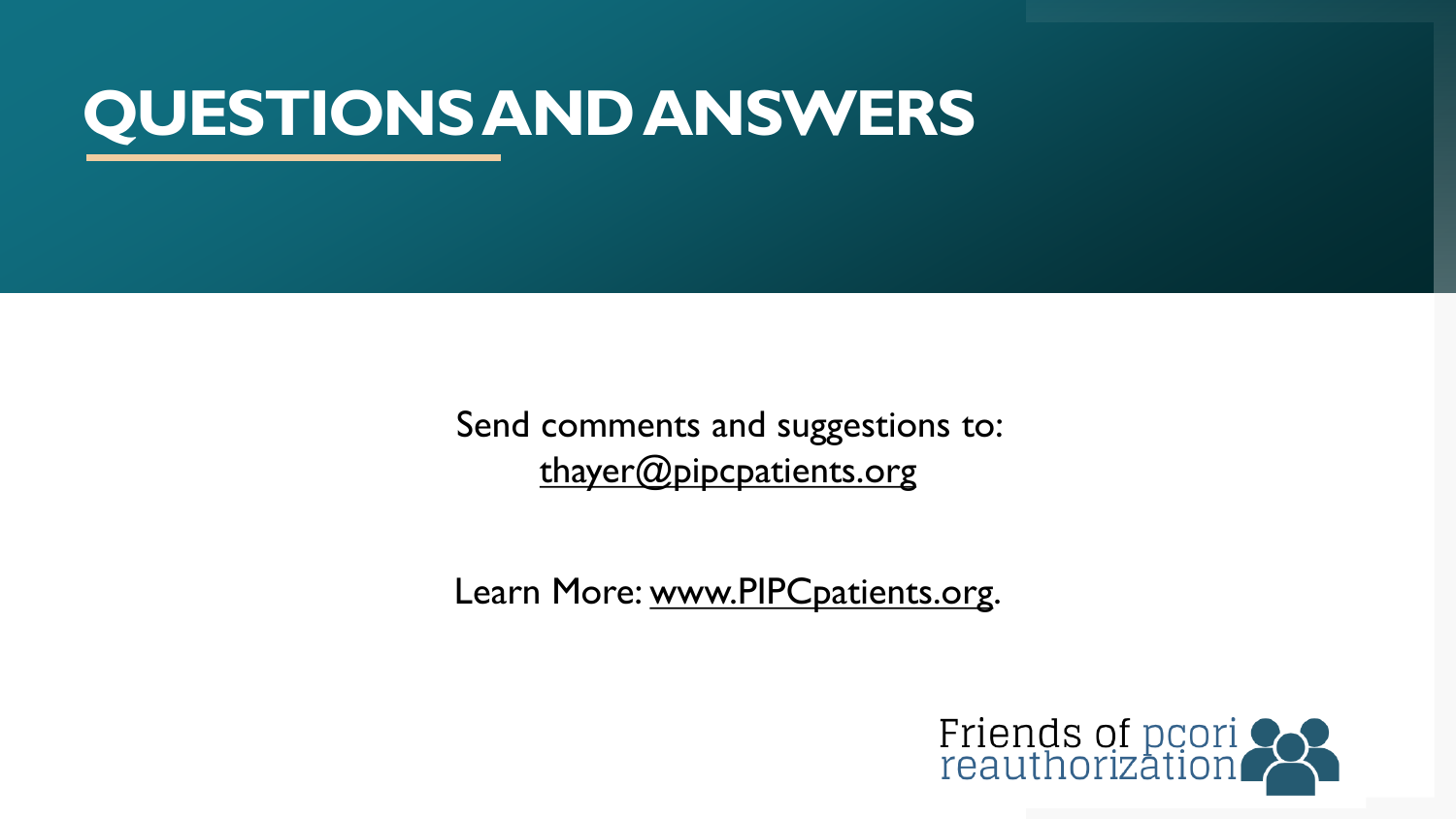# QUESTIONS AND ANSWERS

Send comments and suggestions to:
thayer@pipcpatients.org

Learn More: www.PIPCpatients.org.

Friends of pcori reauthorization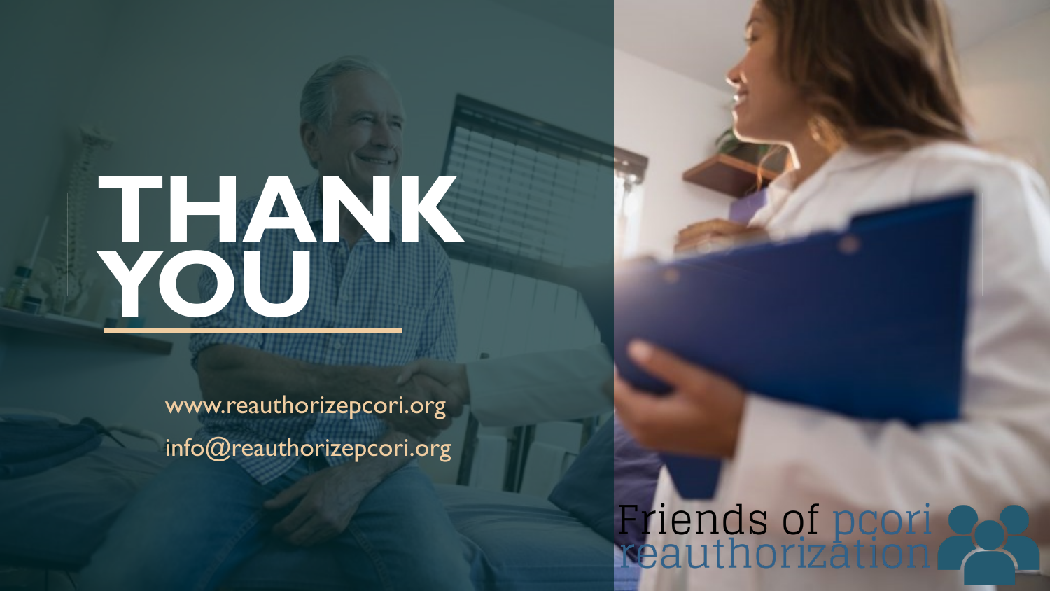# THANK YOU

www.reauthorizepcori.org

info@reauthorizepcori.org

Friends of pcori reauthorization